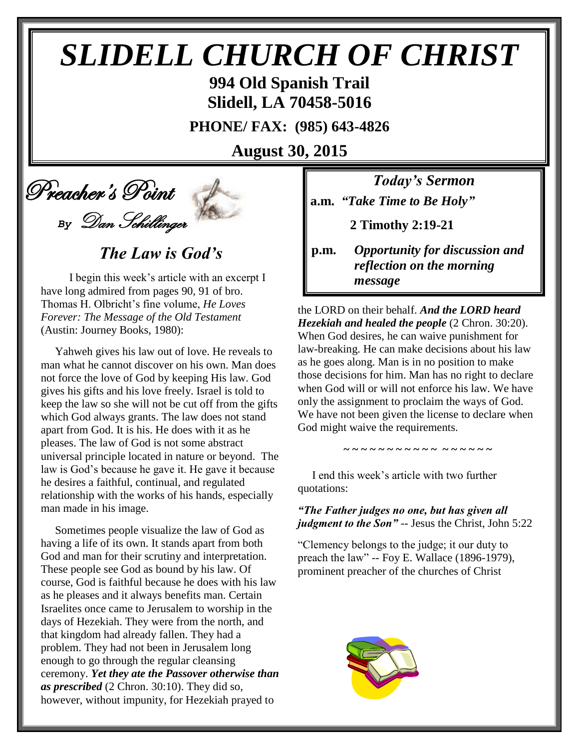# SLIDELL CHURCH OF CHRIST

**994 Old Spanish Trail**
**Slidell, LA 70458-5016**

**PHONE/ FAX: (985) 643-4826**

**August 30, 2015**

## Preacher's Point

*By* Dan Schillinger

### *The Law is God's*

I begin this week's article with an excerpt I have long admired from pages 90, 91 of bro. Thomas H. Olbricht's fine volume, *He Loves Forever: The Message of the Old Testament* (Austin: Journey Books, 1980):

Yahweh gives his law out of love. He reveals to man what he cannot discover on his own. Man does not force the love of God by keeping His law. God gives his gifts and his love freely. Israel is told to keep the law so she will not be cut off from the gifts which God always grants. The law does not stand apart from God. It is his. He does with it as he pleases. The law of God is not some abstract universal principle located in nature or beyond. The law is God's because he gave it. He gave it because he desires a faithful, continual, and regulated relationship with the works of his hands, especially man made in his image.

Sometimes people visualize the law of God as having a life of its own. It stands apart from both God and man for their scrutiny and interpretation. These people see God as bound by his law. Of course, God is faithful because he does with his law as he pleases and it always benefits man. Certain Israelites once came to Jerusalem to worship in the days of Hezekiah. They were from the north, and that kingdom had already fallen. They had a problem. They had not been in Jerusalem long enough to go through the regular cleansing ceremony. ***Yet they ate the Passover otherwise than as prescribed*** (2 Chron. 30:10). They did so, however, without impunity, for Hezekiah prayed to the LORD on their behalf. ***And the LORD heard Hezekiah and healed the people*** (2 Chron. 30:20). When God desires, he can waive punishment for law-breaking. He can make decisions about his law as he goes along. Man is in no position to make those decisions for him. Man has no right to declare when God will or will not enforce his law. We have only the assignment to proclaim the ways of God. We have not been given the license to declare when God might waive the requirements.

~ ~ ~ ~ ~ ~ ~ ~ ~ ~ ~ ~ ~ ~ ~ ~ ~ ~ ~

I end this week's article with two further quotations:

***"The Father judges no one, but has given all judgment to the Son"*** -- Jesus the Christ, John 5:22

"Clemency belongs to the judge; it our duty to preach the law" -- Foy E. Wallace (1896-1979), prominent preacher of the churches of Christ

---

### *Today's Sermon*

**a.m.** ***"Take Time to Be Holy"***

**2 Timothy 2:19-21**

**p.m.** ***Opportunity for discussion and reflection on the morning message***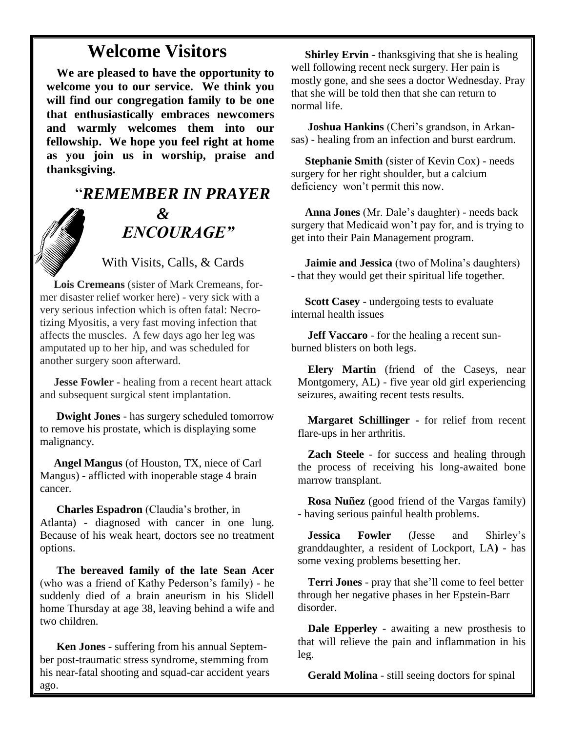# Welcome Visitors

**We are pleased to have the opportunity to welcome you to our service. We think you will find our congregation family to be one that enthusiastically embraces newcomers and warmly welcomes them into our fellowship. We hope you feel right at home as you join us in worship, praise and thanksgiving.**

## "*REMEMBER IN PRAYER & ENCOURAGE"*

With Visits, Calls, & Cards

**Lois Cremeans** (sister of Mark Cremeans, former disaster relief worker here) - very sick with a very serious infection which is often fatal: Necrotizing Myositis, a very fast moving infection that affects the muscles. A few days ago her leg was amputated up to her hip, and was scheduled for another surgery soon afterward.

**Jesse Fowler** - healing from a recent heart attack and subsequent surgical stent implantation.

**Dwight Jones** - has surgery scheduled tomorrow to remove his prostate, which is displaying some malignancy.

**Angel Mangus** (of Houston, TX, niece of Carl Mangus) - afflicted with inoperable stage 4 brain cancer.

**Charles Espadron** (Claudia's brother, in Atlanta) - diagnosed with cancer in one lung. Because of his weak heart, doctors see no treatment options.

**The bereaved family of the late Sean Acer** (who was a friend of Kathy Pederson's family) - he suddenly died of a brain aneurism in his Slidell home Thursday at age 38, leaving behind a wife and two children.

**Ken Jones** - suffering from his annual September post-traumatic stress syndrome, stemming from his near-fatal shooting and squad-car accident years ago.

**Shirley Ervin** - thanksgiving that she is healing well following recent neck surgery. Her pain is mostly gone, and she sees a doctor Wednesday. Pray that she will be told then that she can return to normal life.

**Joshua Hankins** (Cheri's grandson, in Arkansas) - healing from an infection and burst eardrum.

**Stephanie Smith** (sister of Kevin Cox) - needs surgery for her right shoulder, but a calcium deficiency won't permit this now.

**Anna Jones** (Mr. Dale's daughter) - needs back surgery that Medicaid won't pay for, and is trying to get into their Pain Management program.

**Jaimie and Jessica** (two of Molina's daughters) - that they would get their spiritual life together.

**Scott Casey** - undergoing tests to evaluate internal health issues

**Jeff Vaccaro** - for the healing a recent sunburned blisters on both legs.

**Elery Martin** (friend of the Caseys, near Montgomery, AL) - five year old girl experiencing seizures, awaiting recent tests results.

**Margaret Schillinger** - for relief from recent flare-ups in her arthritis.

**Zach Steele** - for success and healing through the process of receiving his long-awaited bone marrow transplant.

**Rosa Nuñez** (good friend of the Vargas family) - having serious painful health problems.

**Jessica Fowler** (Jesse and Shirley's granddaughter, a resident of Lockport, LA**)** - has some vexing problems besetting her.

**Terri Jones** - pray that she'll come to feel better through her negative phases in her Epstein-Barr disorder.

**Dale Epperley** - awaiting a new prosthesis to that will relieve the pain and inflammation in his leg.

**Gerald Molina** - still seeing doctors for spinal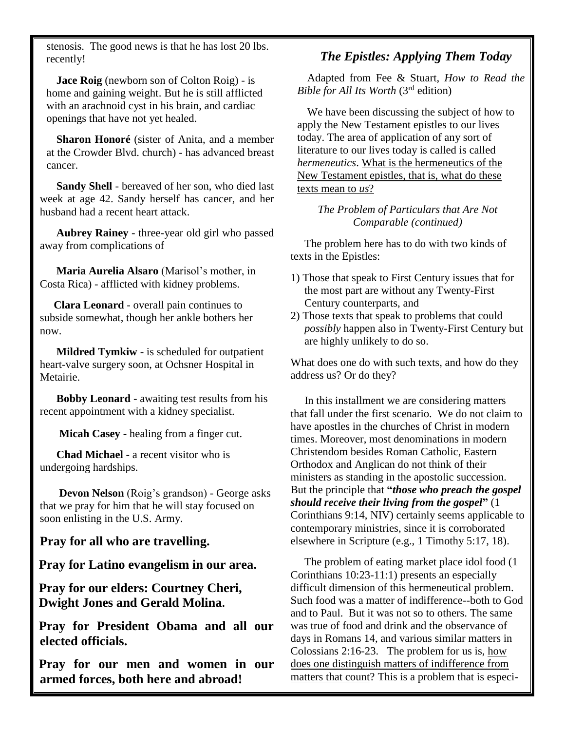stenosis. The good news is that he has lost 20 lbs. recently!

**Jace Roig** (newborn son of Colton Roig) - is home and gaining weight. But he is still afflicted with an arachnoid cyst in his brain, and cardiac openings that have not yet healed.

**Sharon Honoré** (sister of Anita, and a member at the Crowder Blvd. church) - has advanced breast cancer.

**Sandy Shell** - bereaved of her son, who died last week at age 42. Sandy herself has cancer, and her husband had a recent heart attack.

**Aubrey Rainey** - three-year old girl who passed away from complications of

**Maria Aurelia Alsaro** (Marisol's mother, in Costa Rica) - afflicted with kidney problems.

**Clara Leonard** - overall pain continues to subside somewhat, though her ankle bothers her now.

**Mildred Tymkiw** - is scheduled for outpatient heart-valve surgery soon, at Ochsner Hospital in Metairie.

**Bobby Leonard** - awaiting test results from his recent appointment with a kidney specialist.

**Micah Casey** - healing from a finger cut.

**Chad Michael** - a recent visitor who is undergoing hardships.

**Devon Nelson** (Roig's grandson) - George asks that we pray for him that he will stay focused on soon enlisting in the U.S. Army.

**Pray for all who are travelling.**

**Pray for Latino evangelism in our area.**

**Pray for our elders: Courtney Cheri, Dwight Jones and Gerald Molina.**

**Pray for President Obama and all our elected officials.**

**Pray for our men and women in our armed forces, both here and abroad!**

## *The Epistles: Applying Them Today*

Adapted from Fee & Stuart, *How to Read the Bible for All Its Worth* (3rd edition)

We have been discussing the subject of how to apply the New Testament epistles to our lives today. The area of application of any sort of literature to our lives today is called is called *hermeneutics*. What is the hermeneutics of the New Testament epistles, that is, what do these texts mean to *us*?

*The Problem of Particulars that Are Not Comparable (continued)*

The problem here has to do with two kinds of texts in the Epistles:

1) Those that speak to First Century issues that for the most part are without any Twenty-First Century counterparts, and
2) Those texts that speak to problems that could *possibly* happen also in Twenty-First Century but are highly unlikely to do so.

What does one do with such texts, and how do they address us? Or do they?

In this installment we are considering matters that fall under the first scenario. We do not claim to have apostles in the churches of Christ in modern times. Moreover, most denominations in modern Christendom besides Roman Catholic, Eastern Orthodox and Anglican do not think of their ministers as standing in the apostolic succession. But the principle that **"*those who preach the gospel should receive their living from the gospel*"** (1 Corinthians 9:14, NIV) certainly seems applicable to contemporary ministries, since it is corroborated elsewhere in Scripture (e.g., 1 Timothy 5:17, 18).

The problem of eating market place idol food (1 Corinthians 10:23-11:1) presents an especially difficult dimension of this hermeneutical problem. Such food was a matter of indifference--both to God and to Paul. But it was not so to others. The same was true of food and drink and the observance of days in Romans 14, and various similar matters in Colossians 2:16-23. The problem for us is, how does one distinguish matters of indifference from matters that count? This is a problem that is especi-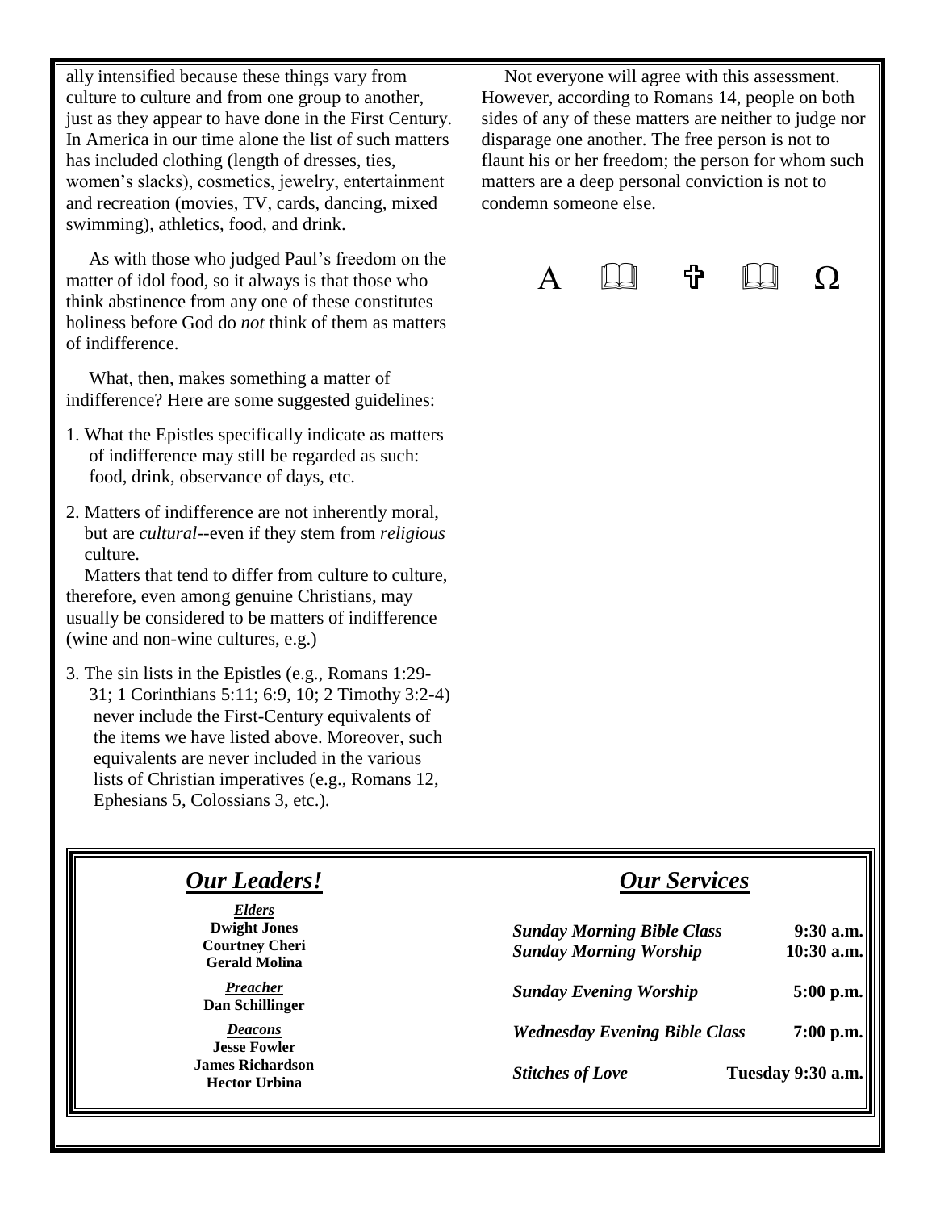ally intensified because these things vary from culture to culture and from one group to another, just as they appear to have done in the First Century. In America in our time alone the list of such matters has included clothing (length of dresses, ties, women's slacks), cosmetics, jewelry, entertainment and recreation (movies, TV, cards, dancing, mixed swimming), athletics, food, and drink.

As with those who judged Paul's freedom on the matter of idol food, so it always is that those who think abstinence from any one of these constitutes holiness before God do *not* think of them as matters of indifference.

What, then, makes something a matter of indifference? Here are some suggested guidelines:

1. What the Epistles specifically indicate as matters of indifference may still be regarded as such: food, drink, observance of days, etc.

2. Matters of indifference are not inherently moral, but are *cultural*--even if they stem from *religious* culture.

   Matters that tend to differ from culture to culture, therefore, even among genuine Christians, may usually be considered to be matters of indifference (wine and non-wine cultures, e.g.)

3. The sin lists in the Epistles (e.g., Romans 1:29-31; 1 Corinthians 5:11; 6:9, 10; 2 Timothy 3:2-4) never include the First-Century equivalents of the items we have listed above. Moreover, such equivalents are never included in the various lists of Christian imperatives (e.g., Romans 12, Ephesians 5, Colossians 3, etc.).

Not everyone will agree with this assessment. However, according to Romans 14, people on both sides of any of these matters are neither to judge nor disparage one another. The free person is not to flaunt his or her freedom; the person for whom such matters are a deep personal conviction is not to condemn someone else.

A 📖 ✞ 📖 Ω

## *Our Leaders!*

***Elders***
**Dwight Jones**
**Courtney Cheri**
**Gerald Molina**

***Preacher***
**Dan Schillinger**

***Deacons***
**Jesse Fowler**
**James Richardson**
**Hector Urbina**

## *Our Services*

| | |
|---|---|
| ***Sunday Morning Bible Class*** | **9:30 a.m.** |
| ***Sunday Morning Worship*** | **10:30 a.m.** |
| ***Sunday Evening Worship*** | **5:00 p.m.** |
| ***Wednesday Evening Bible Class*** | **7:00 p.m.** |
| ***Stitches of Love*** | **Tuesday 9:30 a.m.** |